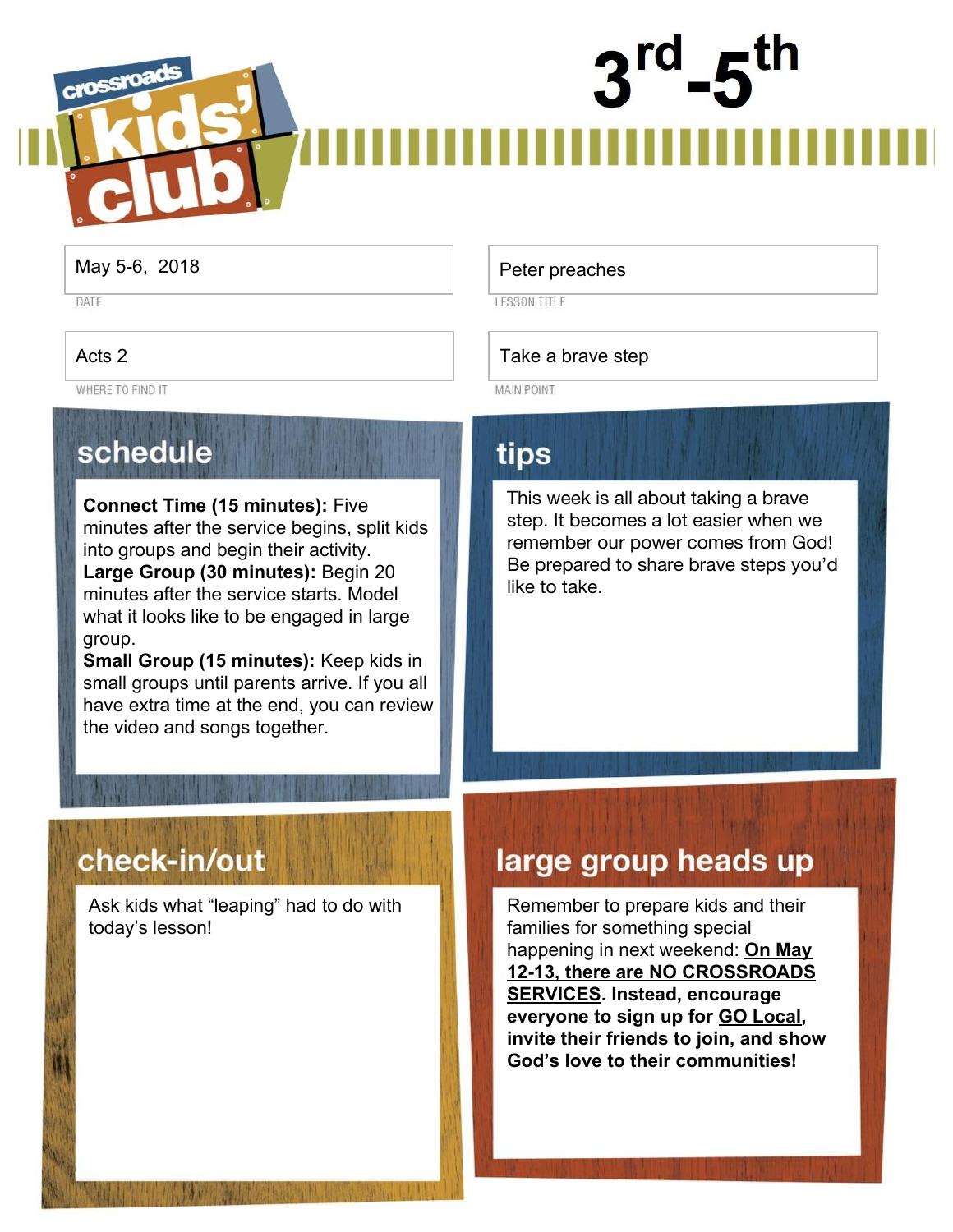# crossroads kids' club

## 3rd-5th

| | |
|---|---|
| **DATE** | May 5-6, 2018 |
| **LESSON TITLE** | Peter preaches |
| **WHERE TO FIND IT** | Acts 2 |
| **MAIN POINT** | Take a brave step |

## schedule

**Connect Time (15 minutes):** Five minutes after the service begins, split kids into groups and begin their activity.
**Large Group (30 minutes):** Begin 20 minutes after the service starts. Model what it looks like to be engaged in large group.
**Small Group (15 minutes):** Keep kids in small groups until parents arrive. If you all have extra time at the end, you can review the video and songs together.

## tips

This week is all about taking a brave step. It becomes a lot easier when we remember our power comes from God! Be prepared to share brave steps you'd like to take.

## check-in/out

Ask kids what "leaping" had to do with today's lesson!

## large group heads up

Remember to prepare kids and their families for something special happening in next weekend: **On May 12-13, there are NO CROSSROADS SERVICES. Instead, encourage everyone to sign up for GO Local, invite their friends to join, and show God's love to their communities!**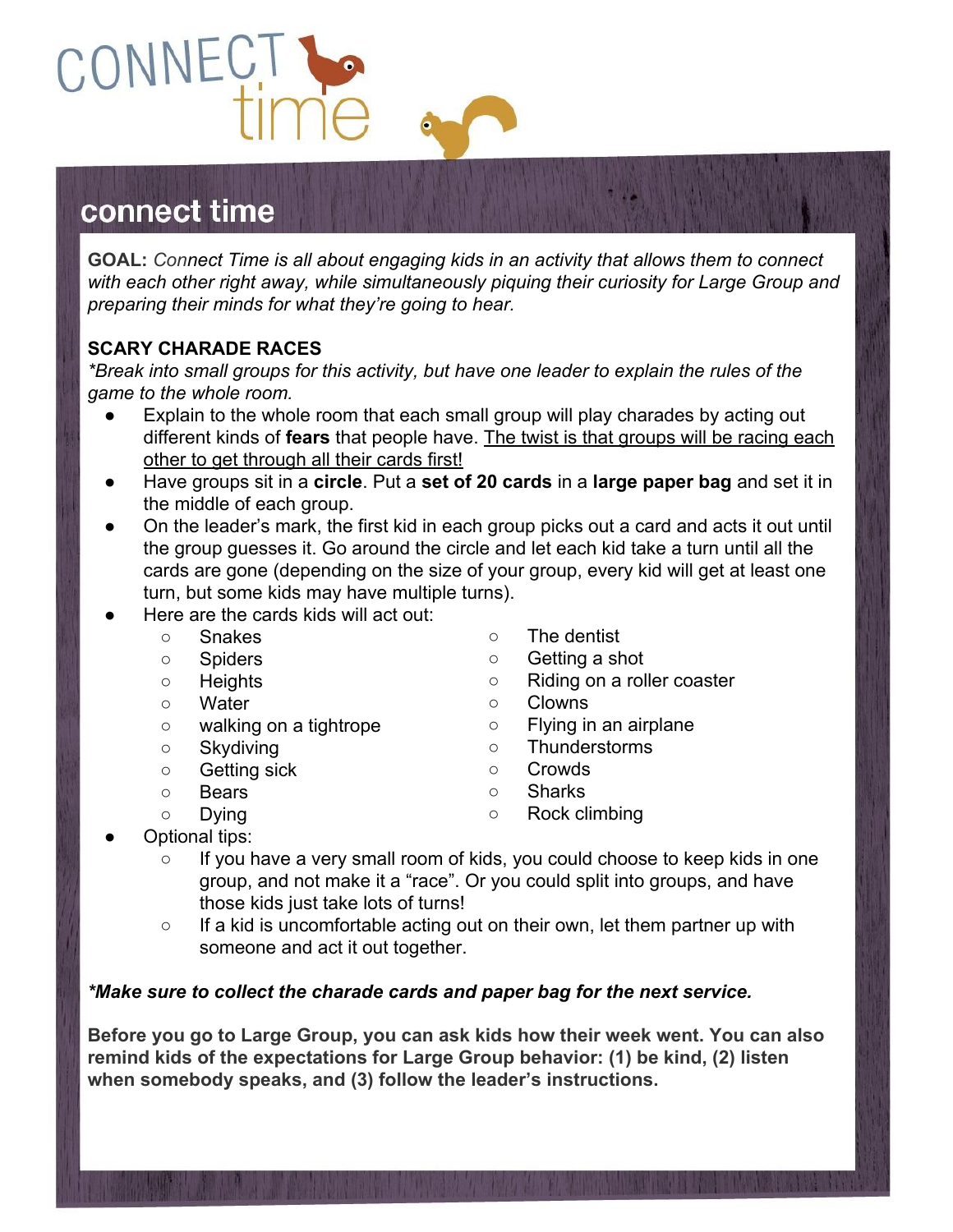CONNECT time

## connect time

**GOAL:** *Connect Time is all about engaging kids in an activity that allows them to connect with each other right away, while simultaneously piquing their curiosity for Large Group and preparing their minds for what they're going to hear.*

### SCARY CHARADE RACES

*\*Break into small groups for this activity, but have one leader to explain the rules of the game to the whole room.*

- Explain to the whole room that each small group will play charades by acting out different kinds of **fears** that people have. <u>The twist is that groups will be racing each other to get through all their cards first!</u>
- Have groups sit in a **circle**. Put a **set of 20 cards** in a **large paper bag** and set it in the middle of each group.
- On the leader's mark, the first kid in each group picks out a card and acts it out until the group guesses it. Go around the circle and let each kid take a turn until all the cards are gone (depending on the size of your group, every kid will get at least one turn, but some kids may have multiple turns).
- Here are the cards kids will act out:
    - Snakes
    - Spiders
    - Heights
    - Water
    - walking on a tightrope
    - Skydiving
    - Getting sick
    - Bears
    - Dying
    - The dentist
    - Getting a shot
    - Riding on a roller coaster
    - Clowns
    - Flying in an airplane
    - Thunderstorms
    - Crowds
    - Sharks
    - Rock climbing
- Optional tips:
    - If you have a very small room of kids, you could choose to keep kids in one group, and not make it a "race". Or you could split into groups, and have those kids just take lots of turns!
    - If a kid is uncomfortable acting out on their own, let them partner up with someone and act it out together.

***\*Make sure to collect the charade cards and paper bag for the next service.***

**Before you go to Large Group, you can ask kids how their week went. You can also remind kids of the expectations for Large Group behavior: (1) be kind, (2) listen when somebody speaks, and (3) follow the leader's instructions.**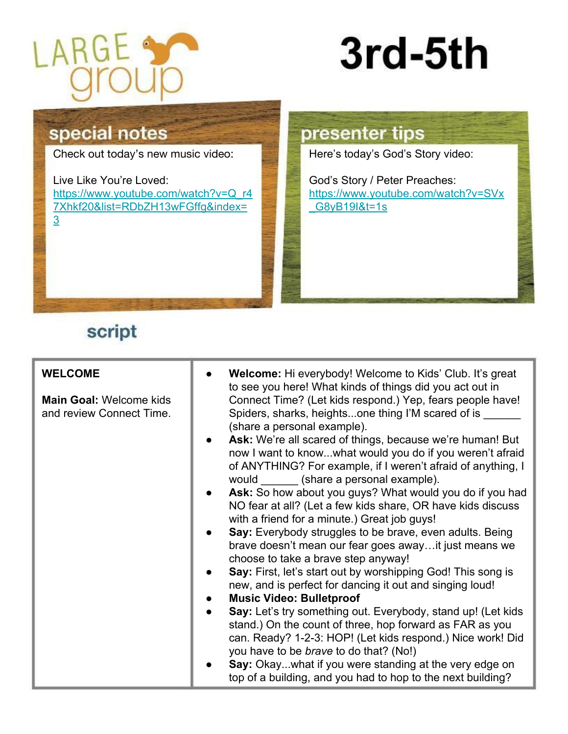# LARGE group

# 3rd-5th

## special notes

Check out today's new music video:

Live Like You're Loved:
https://www.youtube.com/watch?v=Q_r47Xhkf20&list=RDbZH13wFGffg&index=3

## presenter tips

Here's today's God's Story video:

God's Story / Peter Preaches:
https://www.youtube.com/watch?v=SVx_G8yB19I&t=1s

## script

| | |
|---|---|
| **WELCOME**<br><br>**Main Goal:** Welcome kids and review Connect Time. | • **Welcome:** Hi everybody! Welcome to Kids' Club. It's great to see you here! What kinds of things did you act out in Connect Time? (Let kids respond.) Yep, fears people have! Spiders, sharks, heights...one thing I'M scared of is ______ (share a personal example).<br>• **Ask:** We're all scared of things, because we're human! But now I want to know...what would you do if you weren't afraid of ANYTHING? For example, if I weren't afraid of anything, I would ______ (share a personal example).<br>• **Ask:** So how about you guys? What would you do if you had NO fear at all? (Let a few kids share, OR have kids discuss with a friend for a minute.) Great job guys!<br>• **Say:** Everybody struggles to be brave, even adults. Being brave doesn't mean our fear goes away…it just means we choose to take a brave step anyway!<br>• **Say:** First, let's start out by worshipping God! This song is new, and is perfect for dancing it out and singing loud!<br>• **Music Video: Bulletproof**<br>• **Say:** Let's try something out. Everybody, stand up! (Let kids stand.) On the count of three, hop forward as FAR as you can. Ready? 1-2-3: HOP! (Let kids respond.) Nice work! Did you have to be *brave* to do that? (No!)<br>• **Say:** Okay...what if you were standing at the very edge on top of a building, and you had to hop to the next building? |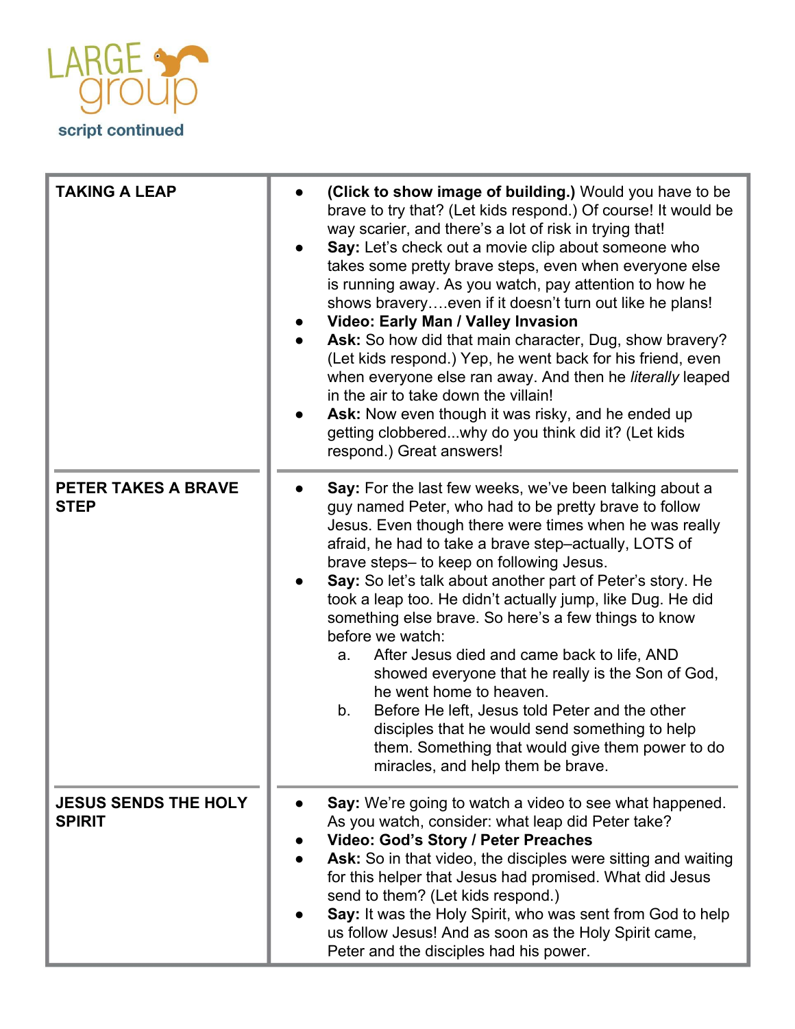LARGE group

script continued

| TAKING A LEAP | <ul><li>**(Click to show image of building.)** Would you have to be brave to try that? (Let kids respond.) Of course! It would be way scarier, and there's a lot of risk in trying that!</li><li>**Say:** Let's check out a movie clip about someone who takes some pretty brave steps, even when everyone else is running away. As you watch, pay attention to how he shows bravery….even if it doesn't turn out like he plans!</li><li>**Video: Early Man / Valley Invasion**</li><li>**Ask:** So how did that main character, Dug, show bravery? (Let kids respond.) Yep, he went back for his friend, even when everyone else ran away. And then he *literally* leaped in the air to take down the villain!</li><li>**Ask:** Now even though it was risky, and he ended up getting clobbered...why do you think did it? (Let kids respond.) Great answers!</li></ul> |
|---|---|
| **PETER TAKES A BRAVE STEP** | <ul><li>**Say:** For the last few weeks, we've been talking about a guy named Peter, who had to be pretty brave to follow Jesus. Even though there were times when he was really afraid, he had to take a brave step–actually, LOTS of brave steps– to keep on following Jesus.</li><li>**Say:** So let's talk about another part of Peter's story. He took a leap too. He didn't actually jump, like Dug. He did something else brave. So here's a few things to know before we watch:<br>a. After Jesus died and came back to life, AND showed everyone that he really is the Son of God, he went home to heaven.<br>b. Before He left, Jesus told Peter and the other disciples that he would send something to help them. Something that would give them power to do miracles, and help them be brave.</li></ul> |
| **JESUS SENDS THE HOLY SPIRIT** | <ul><li>**Say:** We're going to watch a video to see what happened. As you watch, consider: what leap did Peter take?</li><li>**Video: God's Story / Peter Preaches**</li><li>**Ask:** So in that video, the disciples were sitting and waiting for this helper that Jesus had promised. What did Jesus send to them? (Let kids respond.)</li><li>**Say:** It was the Holy Spirit, who was sent from God to help us follow Jesus! And as soon as the Holy Spirit came, Peter and the disciples had his power.</li></ul> |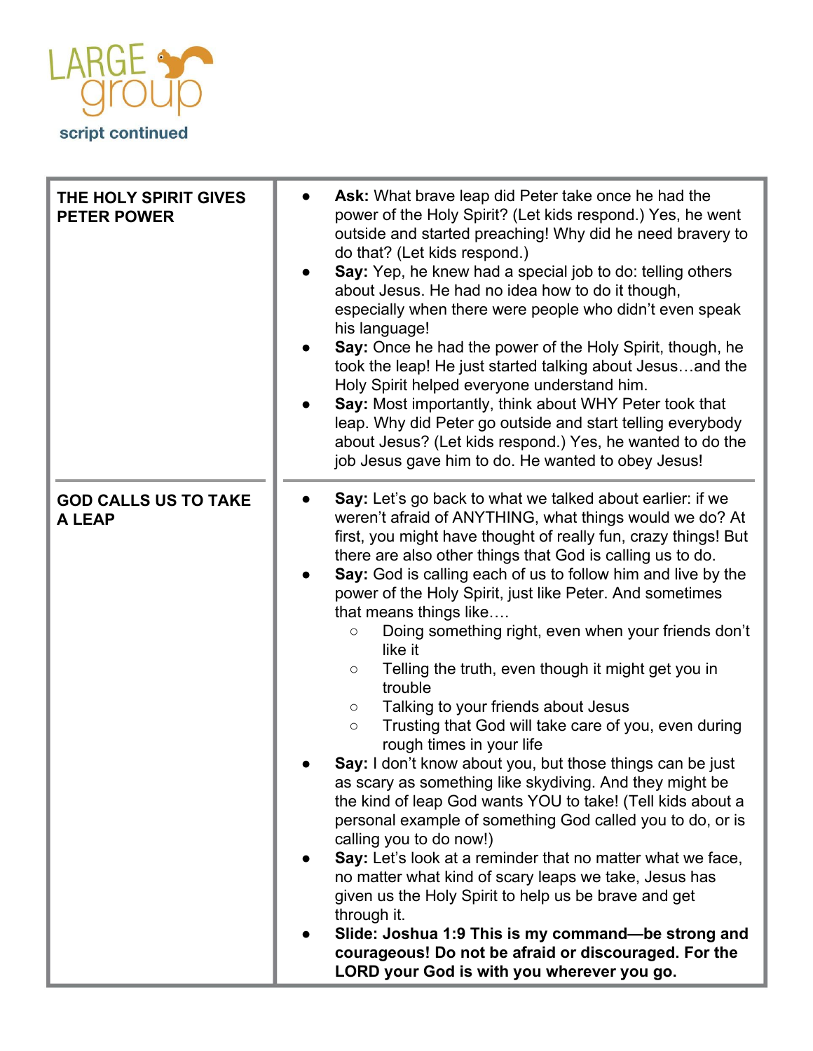# LARGE group

script continued

| | |
|---|---|
| **THE HOLY SPIRIT GIVES PETER POWER** | • **Ask:** What brave leap did Peter take once he had the power of the Holy Spirit? (Let kids respond.) Yes, he went outside and started preaching! Why did he need bravery to do that? (Let kids respond.)<br>• **Say:** Yep, he knew had a special job to do: telling others about Jesus. He had no idea how to do it though, especially when there were people who didn't even speak his language!<br>• **Say:** Once he had the power of the Holy Spirit, though, he took the leap! He just started talking about Jesus…and the Holy Spirit helped everyone understand him.<br>• **Say:** Most importantly, think about WHY Peter took that leap. Why did Peter go outside and start telling everybody about Jesus? (Let kids respond.) Yes, he wanted to do the job Jesus gave him to do. He wanted to obey Jesus! |
| **GOD CALLS US TO TAKE A LEAP** | • **Say:** Let's go back to what we talked about earlier: if we weren't afraid of ANYTHING, what things would we do? At first, you might have thought of really fun, crazy things! But there are also other things that God is calling us to do.<br>• **Say:** God is calling each of us to follow him and live by the power of the Holy Spirit, just like Peter. And sometimes that means things like….<br>&nbsp;&nbsp;&nbsp;&nbsp;○ Doing something right, even when your friends don't like it<br>&nbsp;&nbsp;&nbsp;&nbsp;○ Telling the truth, even though it might get you in trouble<br>&nbsp;&nbsp;&nbsp;&nbsp;○ Talking to your friends about Jesus<br>&nbsp;&nbsp;&nbsp;&nbsp;○ Trusting that God will take care of you, even during rough times in your life<br>• **Say:** I don't know about you, but those things can be just as scary as something like skydiving. And they might be the kind of leap God wants YOU to take! (Tell kids about a personal example of something God called you to do, or is calling you to do now!)<br>• **Say:** Let's look at a reminder that no matter what we face, no matter what kind of scary leaps we take, Jesus has given us the Holy Spirit to help us be brave and get through it.<br>• **Slide: Joshua 1:9 This is my command—be strong and courageous! Do not be afraid or discouraged. For the LORD your God is with you wherever you go.** |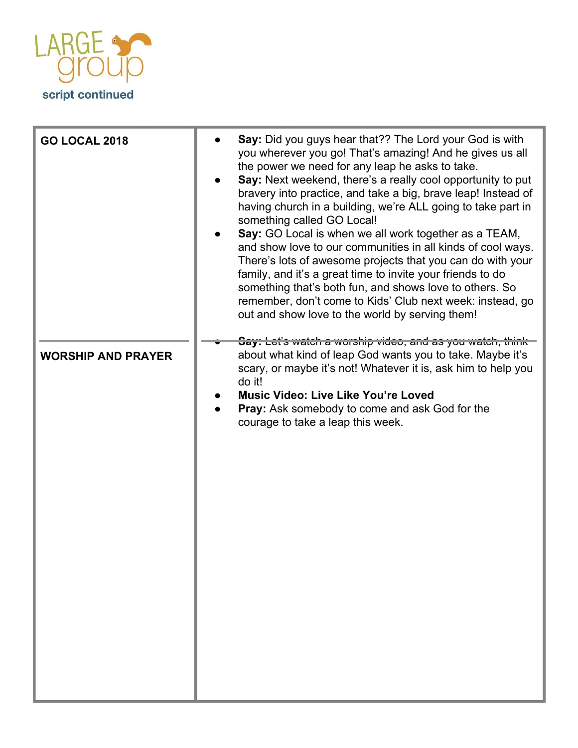**LARGE group**
**script continued**

| | |
|---|---|
| **GO LOCAL 2018** | • **Say:** Did you guys hear that?? The Lord your God is with you wherever you go! That's amazing! And he gives us all the power we need for any leap he asks to take.<br>• **Say:** Next weekend, there's a really cool opportunity to put bravery into practice, and take a big, brave leap! Instead of having church in a building, we're ALL going to take part in something called GO Local!<br>• **Say:** GO Local is when we all work together as a TEAM, and show love to our communities in all kinds of cool ways. There's lots of awesome projects that you can do with your family, and it's a great time to invite your friends to do something that's both fun, and shows love to others. So remember, don't come to Kids' Club next week: instead, go out and show love to the world by serving them! |
| **WORSHIP AND PRAYER** | • **Say:** Let's watch a worship video, and as you watch, think about what kind of leap God wants you to take. Maybe it's scary, or maybe it's not! Whatever it is, ask him to help you do it!<br>• **Music Video: Live Like You're Loved**<br>• **Pray:** Ask somebody to come and ask God for the courage to take a leap this week. |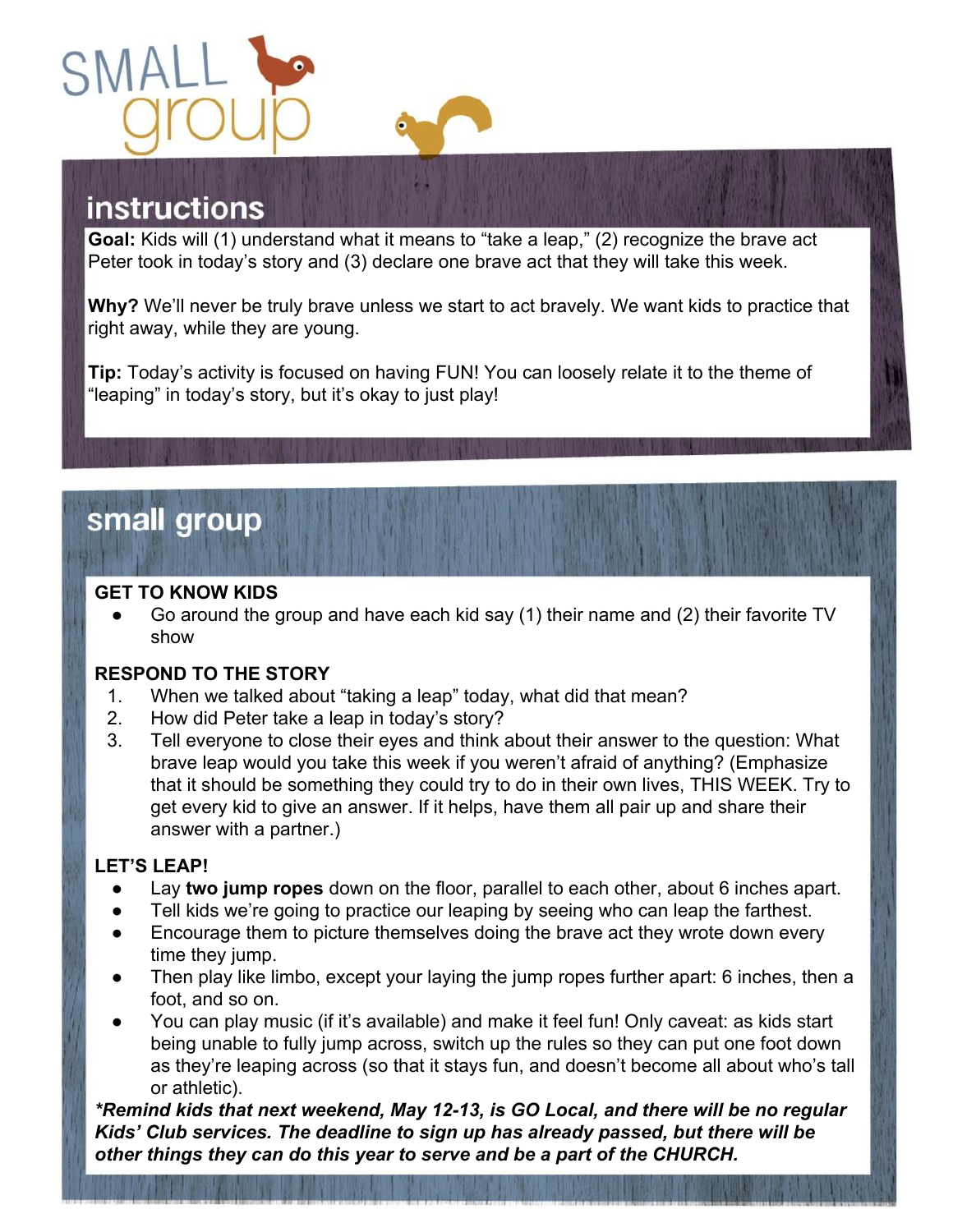# SMALL group

## instructions

**Goal:** Kids will (1) understand what it means to "take a leap," (2) recognize the brave act Peter took in today's story and (3) declare one brave act that they will take this week.

**Why?** We'll never be truly brave unless we start to act bravely. We want kids to practice that right away, while they are young.

**Tip:** Today's activity is focused on having FUN! You can loosely relate it to the theme of "leaping" in today's story, but it's okay to just play!

## small group

**GET TO KNOW KIDS**

- Go around the group and have each kid say (1) their name and (2) their favorite TV show

**RESPOND TO THE STORY**

1. When we talked about "taking a leap" today, what did that mean?
2. How did Peter take a leap in today's story?
3. Tell everyone to close their eyes and think about their answer to the question: What brave leap would you take this week if you weren't afraid of anything? (Emphasize that it should be something they could try to do in their own lives, THIS WEEK. Try to get every kid to give an answer. If it helps, have them all pair up and share their answer with a partner.)

**LET'S LEAP!**

- Lay **two jump ropes** down on the floor, parallel to each other, about 6 inches apart.
- Tell kids we're going to practice our leaping by seeing who can leap the farthest.
- Encourage them to picture themselves doing the brave act they wrote down every time they jump.
- Then play like limbo, except your laying the jump ropes further apart: 6 inches, then a foot, and so on.
- You can play music (if it's available) and make it feel fun! Only caveat: as kids start being unable to fully jump across, switch up the rules so they can put one foot down as they're leaping across (so that it stays fun, and doesn't become all about who's tall or athletic).

***Remind kids that next weekend, May 12-13, is GO Local, and there will be no regular Kids' Club services. The deadline to sign up has already passed, but there will be other things they can do this year to serve and be a part of the CHURCH.***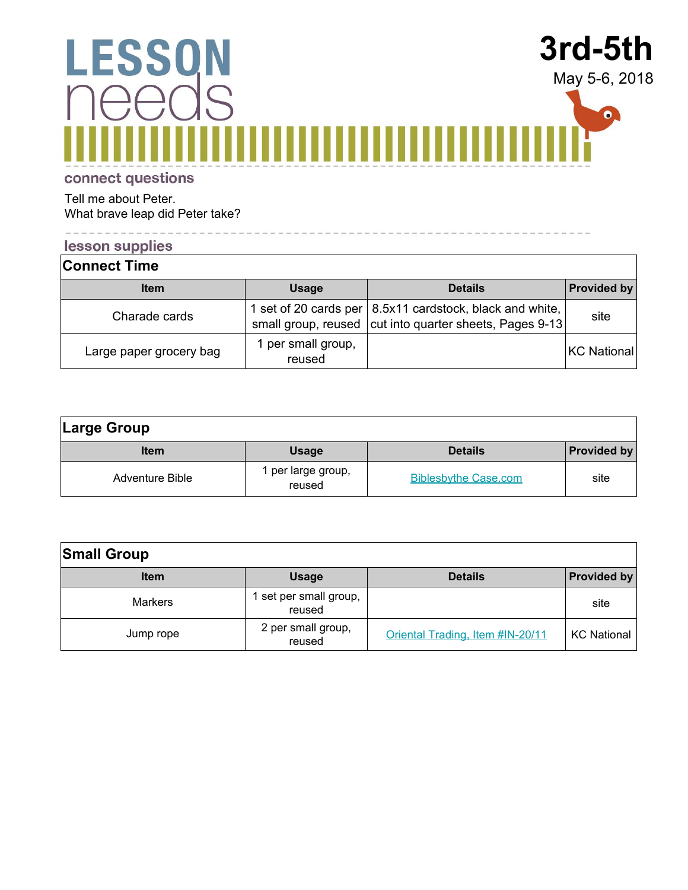# LESSON needs

**3rd-5th**

May 5-6, 2018

## connect questions

Tell me about Peter.
What brave leap did Peter take?

## lesson supplies

### Connect Time

| Item | Usage | Details | Provided by |
|---|---|---|---|
| Charade cards | 1 set of 20 cards per small group, reused | 8.5x11 cardstock, black and white, cut into quarter sheets, Pages 9-13 | site |
| Large paper grocery bag | 1 per small group, reused | | KC National |

### Large Group

| Item | Usage | Details | Provided by |
|---|---|---|---|
| Adventure Bible | 1 per large group, reused | Biblesbythe Case.com | site |

### Small Group

| Item | Usage | Details | Provided by |
|---|---|---|---|
| Markers | 1 set per small group, reused | | site |
| Jump rope | 2 per small group, reused | Oriental Trading, Item #IN-20/11 | KC National |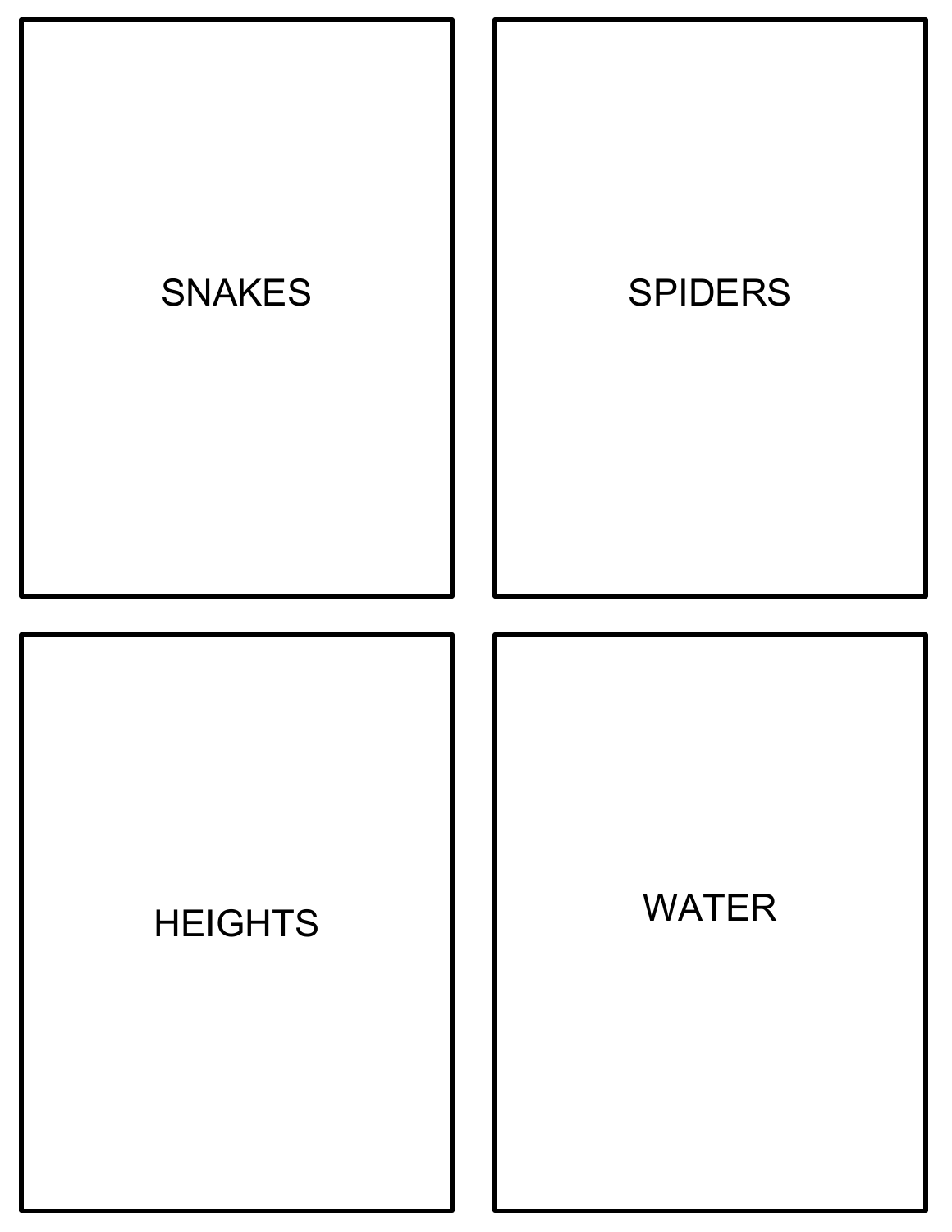SNAKES

SPIDERS

HEIGHTS

WATER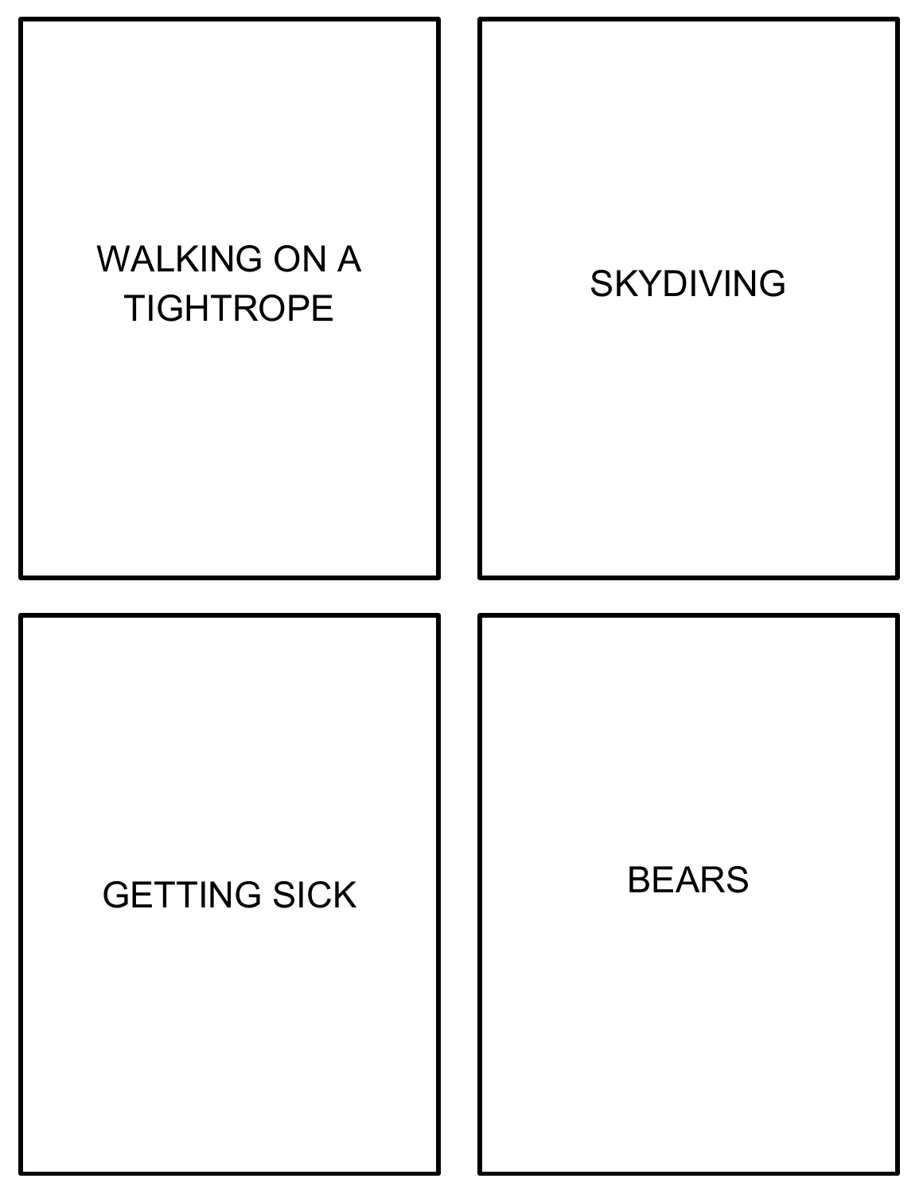WALKING ON A TIGHTROPE

SKYDIVING

GETTING SICK

BEARS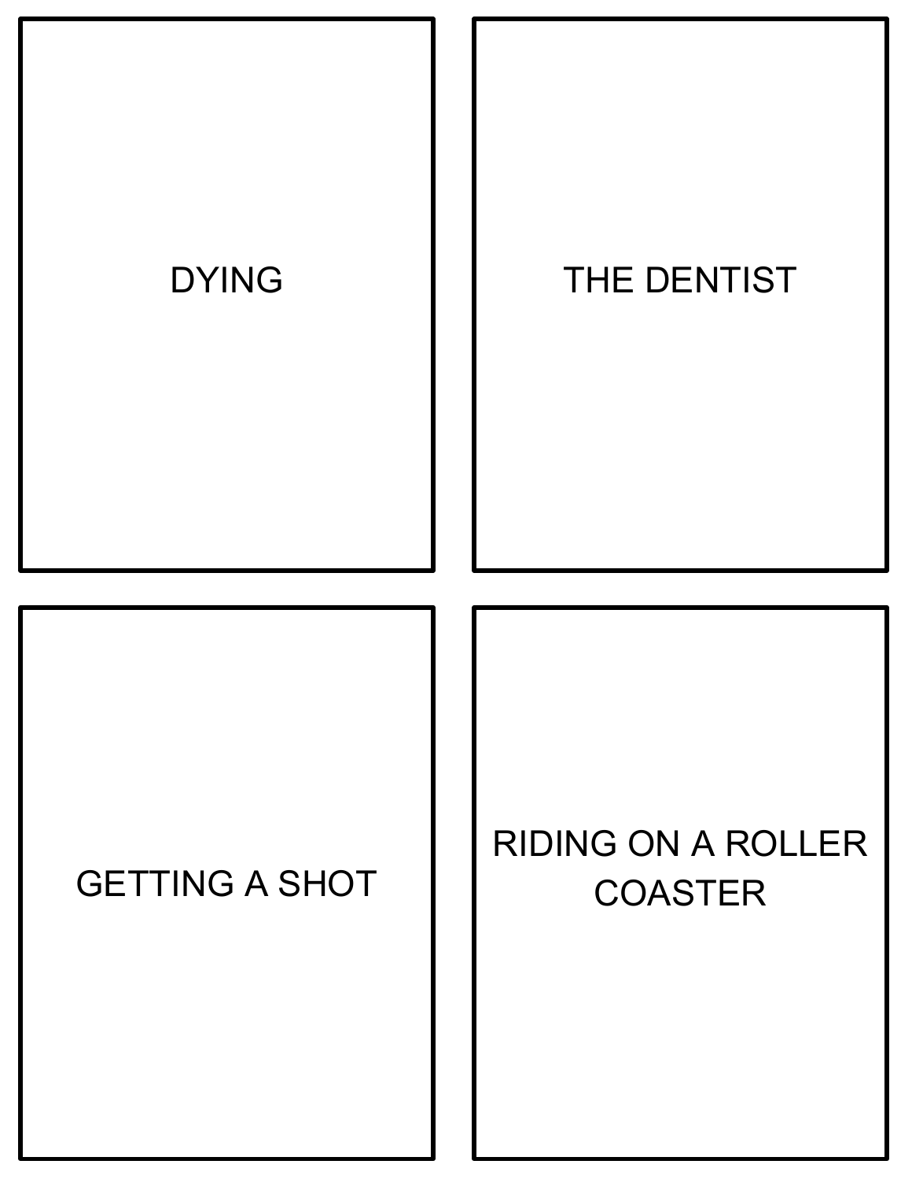DYING

THE DENTIST

GETTING A SHOT

RIDING ON A ROLLER COASTER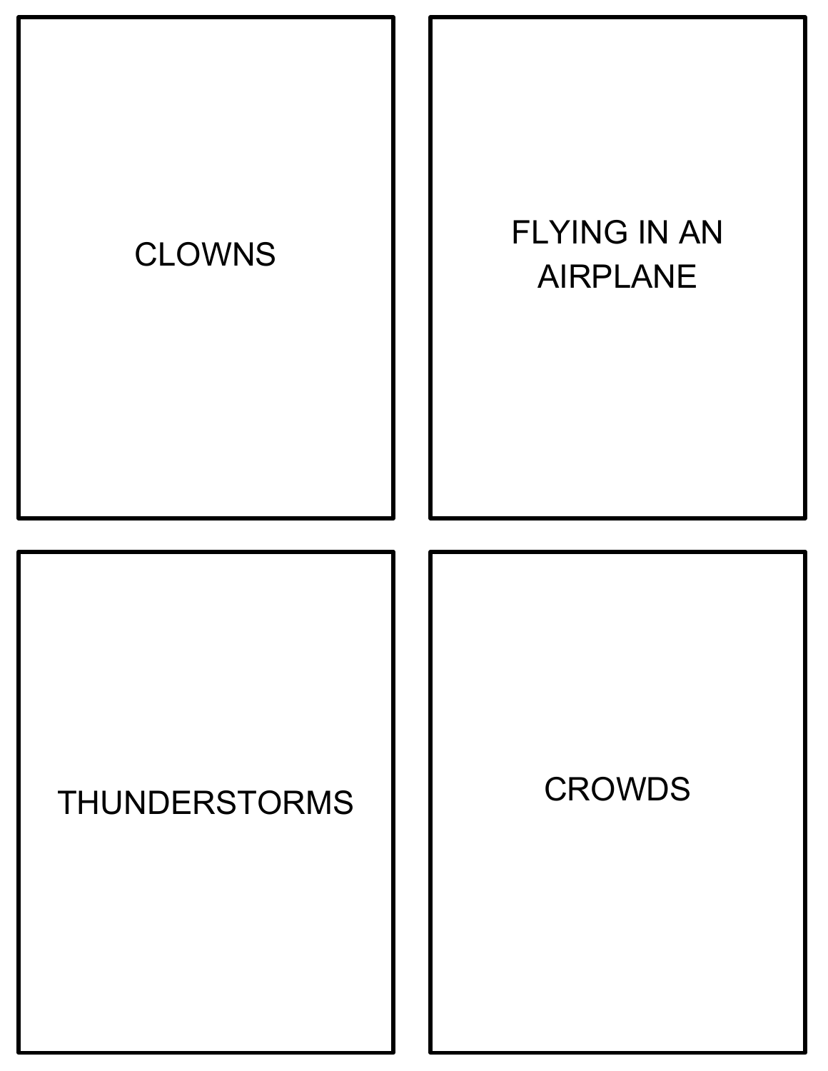CLOWNS

FLYING IN AN AIRPLANE

THUNDERSTORMS

CROWDS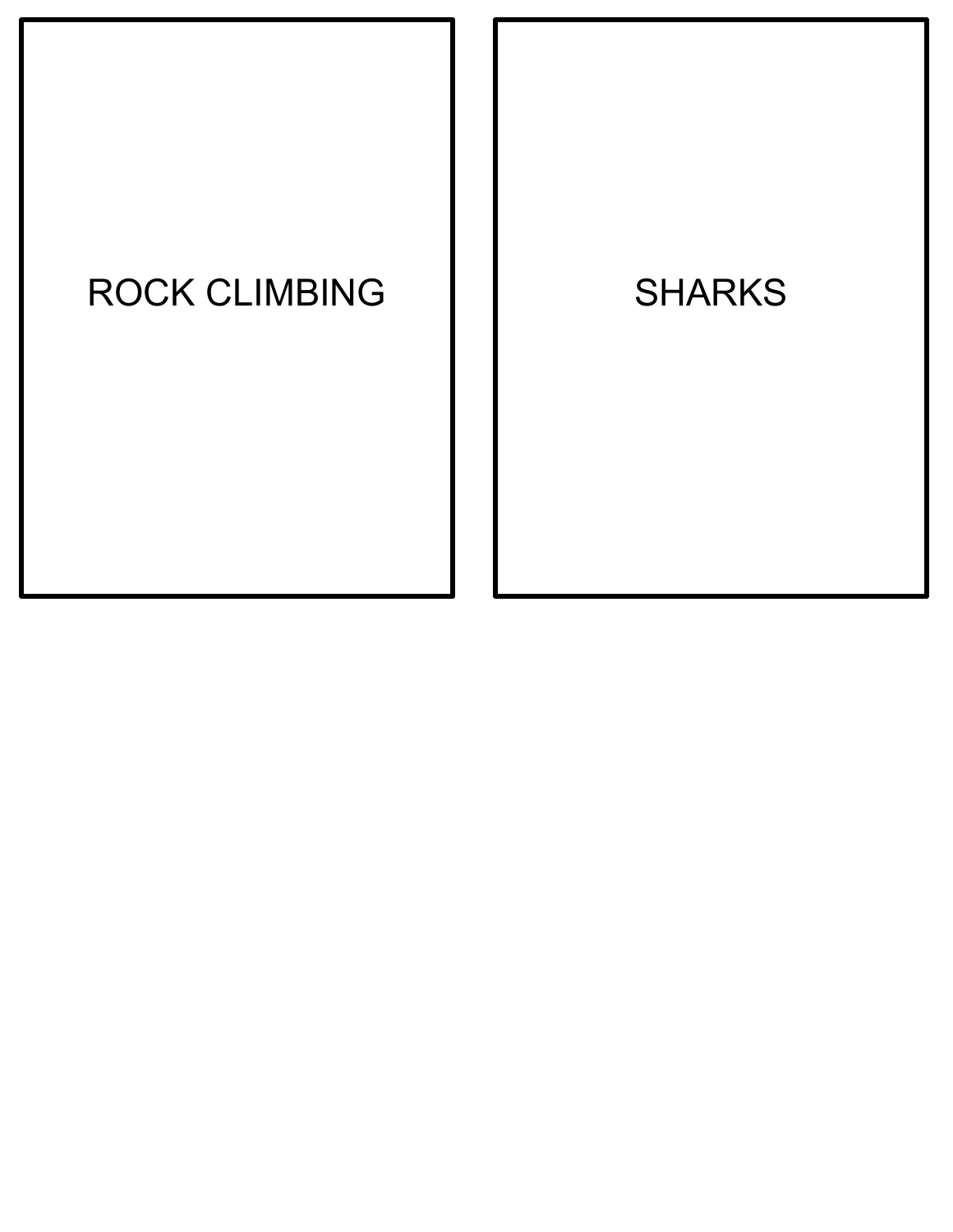ROCK CLIMBING

SHARKS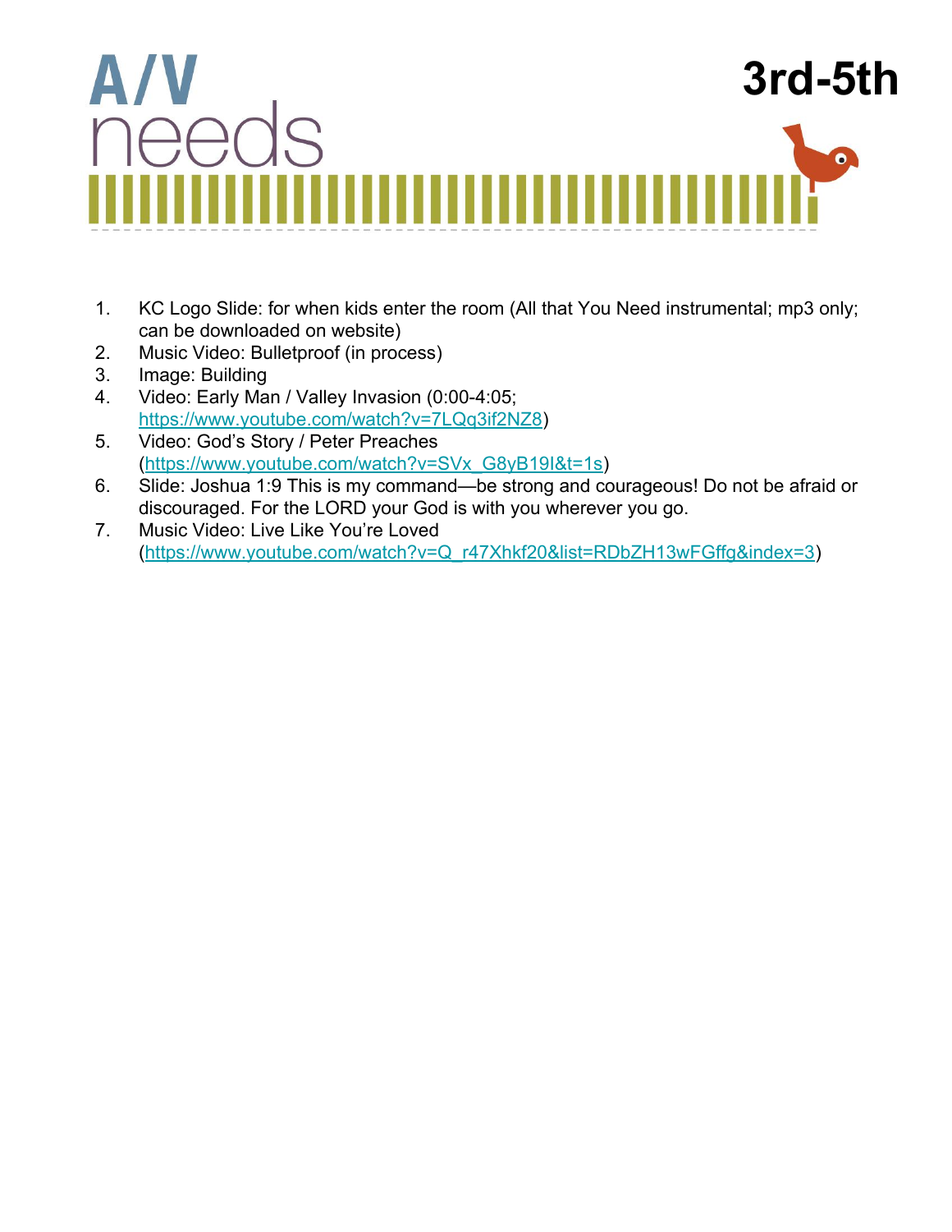# A/V needs

## 3rd-5th

1. KC Logo Slide: for when kids enter the room (All that You Need instrumental; mp3 only; can be downloaded on website)
2. Music Video: Bulletproof (in process)
3. Image: Building
4. Video: Early Man / Valley Invasion (0:00-4:05; https://www.youtube.com/watch?v=7LQq3if2NZ8)
5. Video: God's Story / Peter Preaches (https://www.youtube.com/watch?v=SVx_G8yB19I&t=1s)
6. Slide: Joshua 1:9 This is my command—be strong and courageous! Do not be afraid or discouraged. For the LORD your God is with you wherever you go.
7. Music Video: Live Like You're Loved (https://www.youtube.com/watch?v=Q_r47Xhkf20&list=RDbZH13wFGffg&index=3)